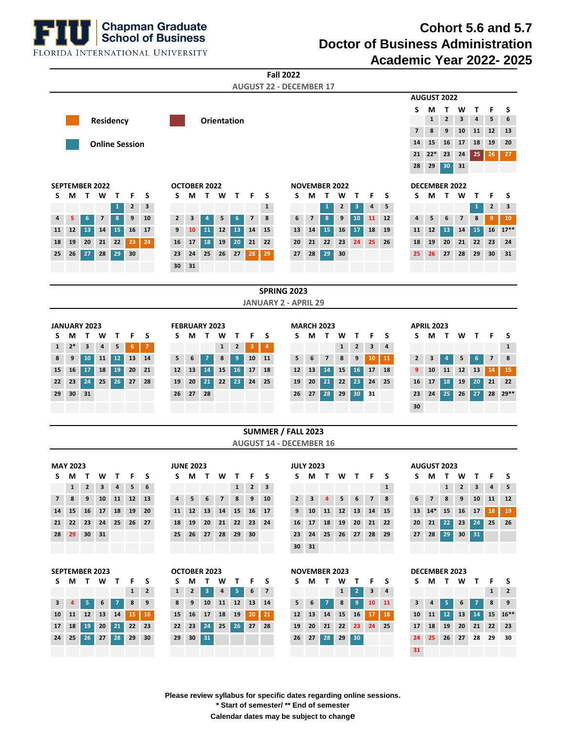**FIU Chapman Graduate School of Business**
FLORIDA INTERNATIONAL UNIVERSITY

# Cohort 5.6 and 5.7
# Doctor of Business Administration
# Academic Year 2022- 2025

## Fall 2022
**AUGUST 22 - DECEMBER 17**

Legend: Residency | Orientation | Online Session

**AUGUST 2022**

| S | M | T | W | T | F | S |
|---|---|---|---|---|---|---|
| | 1 | 2 | 3 | 4 | 5 | 6 |
| 7 | 8 | 9 | 10 | 11 | 12 | 13 |
| 14 | 15 | 16 | 17 | 18 | 19 | 20 |
| 21 | 22* | 23 | 24 | 25 | 26 | 27 |
| 28 | 29 | 30 | 31 | | | |

**SEPTEMBER 2022**

| S | M | T | W | T | F | S |
|---|---|---|---|---|---|---|
| | | | | 1 | 2 | 3 |
| 4 | 5 | 6 | 7 | 8 | 9 | 10 |
| 11 | 12 | 13 | 14 | 15 | 16 | 17 |
| 18 | 19 | 20 | 21 | 22 | 23 | 24 |
| 25 | 26 | 27 | 28 | 29 | 30 | |

**OCTOBER 2022**

| S | M | T | W | T | F | S |
|---|---|---|---|---|---|---|
| | | | | | | 1 |
| 2 | 3 | 4 | 5 | 6 | 7 | 8 |
| 9 | 10 | 11 | 12 | 13 | 14 | 15 |
| 16 | 17 | 18 | 19 | 20 | 21 | 22 |
| 23 | 24 | 25 | 26 | 27 | 28 | 29 |
| 30 | 31 | | | | | |

**NOVEMBER 2022**

| S | M | T | W | T | F | S |
|---|---|---|---|---|---|---|
| | | 1 | 2 | 3 | 4 | 5 |
| 6 | 7 | 8 | 9 | 10 | 11 | 12 |
| 13 | 14 | 15 | 16 | 17 | 18 | 19 |
| 20 | 21 | 22 | 23 | 24 | 25 | 26 |
| 27 | 28 | 29 | 30 | | | |

**DECEMBER 2022**

| S | M | T | W | T | F | S |
|---|---|---|---|---|---|---|
| | | | | 1 | 2 | 3 |
| 4 | 5 | 6 | 7 | 8 | 9 | 10 |
| 11 | 12 | 13 | 14 | 15 | 16 | 17** |
| 18 | 19 | 20 | 21 | 22 | 23 | 24 |
| 25 | 26 | 27 | 28 | 29 | 30 | 31 |

## SPRING 2023
**JANUARY 2 - APRIL 29**

**JANUARY 2023**

| S | M | T | W | T | F | S |
|---|---|---|---|---|---|---|
| 1 | 2* | 3 | 4 | 5 | 6 | 7 |
| 8 | 9 | 10 | 11 | 12 | 13 | 14 |
| 15 | 16 | 17 | 18 | 19 | 20 | 21 |
| 22 | 23 | 24 | 25 | 26 | 27 | 28 |
| 29 | 30 | 31 | | | | |

**FEBRUARY 2023**

| S | M | T | W | T | F | S |
|---|---|---|---|---|---|---|
| | | | 1 | 2 | 3 | 4 |
| 5 | 6 | 7 | 8 | 9 | 10 | 11 |
| 12 | 13 | 14 | 15 | 16 | 17 | 18 |
| 19 | 20 | 21 | 22 | 23 | 24 | 25 |
| 26 | 27 | 28 | | | | |

**MARCH 2023**

| S | M | T | W | T | F | S |
|---|---|---|---|---|---|---|
| | | | 1 | 2 | 3 | 4 |
| 5 | 6 | 7 | 8 | 9 | 10 | 11 |
| 12 | 13 | 14 | 15 | 16 | 17 | 18 |
| 19 | 20 | 21 | 22 | 23 | 24 | 25 |
| 26 | 27 | 28 | 29 | 30 | 31 | |

**APRIL 2023**

| S | M | T | W | T | F | S |
|---|---|---|---|---|---|---|
| | | | | | | 1 |
| 2 | 3 | 4 | 5 | 6 | 7 | 8 |
| 9 | 10 | 11 | 12 | 13 | 14 | 15 |
| 16 | 17 | 18 | 19 | 20 | 21 | 22 |
| 23 | 24 | 25 | 26 | 27 | 28 | 29** |
| 30 | | | | | | |

## SUMMER / FALL 2023
**AUGUST 14 - DECEMBER 16**

**MAY 2023**

| S | M | T | W | T | F | S |
|---|---|---|---|---|---|---|
| | 1 | 2 | 3 | 4 | 5 | 6 |
| 7 | 8 | 9 | 10 | 11 | 12 | 13 |
| 14 | 15 | 16 | 17 | 18 | 19 | 20 |
| 21 | 22 | 23 | 24 | 25 | 26 | 27 |
| 28 | 29 | 30 | 31 | | | |

**JUNE 2023**

| S | M | T | W | T | F | S |
|---|---|---|---|---|---|---|
| | | | | 1 | 2 | 3 |
| 4 | 5 | 6 | 7 | 8 | 9 | 10 |
| 11 | 12 | 13 | 14 | 15 | 16 | 17 |
| 18 | 19 | 20 | 21 | 22 | 23 | 24 |
| 25 | 26 | 27 | 28 | 29 | 30 | |

**JULY 2023**

| S | M | T | W | T | F | S |
|---|---|---|---|---|---|---|
| | | | | | | 1 |
| 2 | 3 | 4 | 5 | 6 | 7 | 8 |
| 9 | 10 | 11 | 12 | 13 | 14 | 15 |
| 16 | 17 | 18 | 19 | 20 | 21 | 22 |
| 23 | 24 | 25 | 26 | 27 | 28 | 29 |
| 30 | 31 | | | | | |

**AUGUST 2023**

| S | M | T | W | T | F | S |
|---|---|---|---|---|---|---|
| | | 1 | 2 | 3 | 4 | 5 |
| 6 | 7 | 8 | 9 | 10 | 11 | 12 |
| 13 | 14* | 15 | 16 | 17 | 18 | 19 |
| 20 | 21 | 22 | 23 | 24 | 25 | 26 |
| 27 | 28 | 29 | 30 | 31 | | |

**SEPTEMBER 2023**

| S | M | T | W | T | F | S |
|---|---|---|---|---|---|---|
| | | | | | 1 | 2 |
| 3 | 4 | 5 | 6 | 7 | 8 | 9 |
| 10 | 11 | 12 | 13 | 14 | 15 | 16 |
| 17 | 18 | 19 | 20 | 21 | 22 | 23 |
| 24 | 25 | 26 | 27 | 28 | 29 | 30 |

**OCTOBER 2023**

| S | M | T | W | T | F | S |
|---|---|---|---|---|---|---|
| 1 | 2 | 3 | 4 | 5 | 6 | 7 |
| 8 | 9 | 10 | 11 | 12 | 13 | 14 |
| 15 | 16 | 17 | 18 | 19 | 20 | 21 |
| 22 | 23 | 24 | 25 | 26 | 27 | 28 |
| 29 | 30 | 31 | | | | |

**NOVEMBER 2023**

| S | M | T | W | T | F | S |
|---|---|---|---|---|---|---|
| | | | 1 | 2 | 3 | 4 |
| 5 | 6 | 7 | 8 | 9 | 10 | 11 |
| 12 | 13 | 14 | 15 | 16 | 17 | 18 |
| 19 | 20 | 21 | 22 | 23 | 24 | 25 |
| 26 | 27 | 28 | 29 | 30 | | |

**DECEMBER 2023**

| S | M | T | W | T | F | S |
|---|---|---|---|---|---|---|
| | | | | | 1 | 2 |
| 3 | 4 | 5 | 6 | 7 | 8 | 9 |
| 10 | 11 | 12 | 13 | 14 | 15 | 16** |
| 17 | 18 | 19 | 20 | 21 | 22 | 23 |
| 24 | 25 | 26 | 27 | 28 | 29 | 30 |
| 31 | | | | | | |

**Please review syllabus for specific dates regarding online sessions.**
**\* Start of semester/ \*\* End of semester**
**Calendar dates may be subject to change**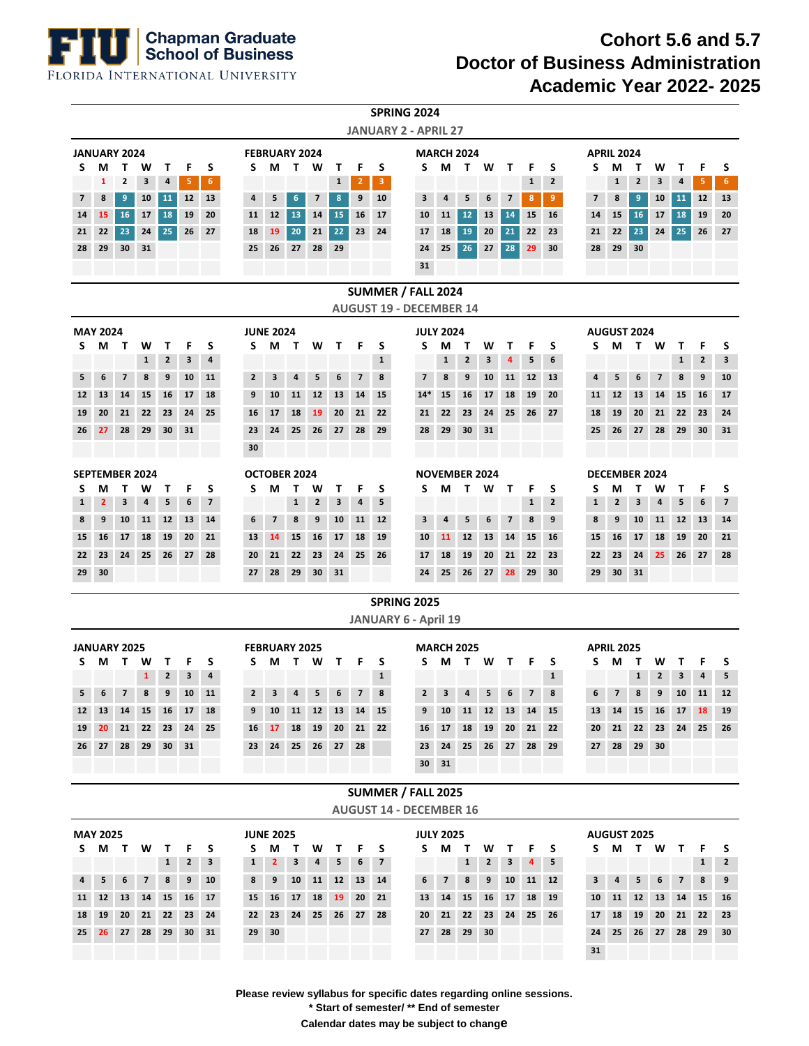**FIU Chapman Graduate School of Business**
FLORIDA INTERNATIONAL UNIVERSITY

# Cohort 5.6 and 5.7
# Doctor of Business Administration
# Academic Year 2022- 2025

## SPRING 2024
### JANUARY 2 - APRIL 27

**JANUARY 2024**

| S | M | T | W | T | F | S |
|---|---|---|---|---|---|---|
| | 1 | 2 | 3 | 4 | 5 | 6 |
| 7 | 8 | 9 | 10 | 11 | 12 | 13 |
| 14 | 15 | 16 | 17 | 18 | 19 | 20 |
| 21 | 22 | 23 | 24 | 25 | 26 | 27 |
| 28 | 29 | 30 | 31 | | | |

**FEBRUARY 2024**

| S | M | T | W | T | F | S |
|---|---|---|---|---|---|---|
| | | | | 1 | 2 | 3 |
| 4 | 5 | 6 | 7 | 8 | 9 | 10 |
| 11 | 12 | 13 | 14 | 15 | 16 | 17 |
| 18 | 19 | 20 | 21 | 22 | 23 | 24 |
| 25 | 26 | 27 | 28 | 29 | | |

**MARCH 2024**

| S | M | T | W | T | F | S |
|---|---|---|---|---|---|---|
| | | | | | 1 | 2 |
| 3 | 4 | 5 | 6 | 7 | 8 | 9 |
| 10 | 11 | 12 | 13 | 14 | 15 | 16 |
| 17 | 18 | 19 | 20 | 21 | 22 | 23 |
| 24 | 25 | 26 | 27 | 28 | 29 | 30 |
| 31 | | | | | | |

**APRIL 2024**

| S | M | T | W | T | F | S |
|---|---|---|---|---|---|---|
| | 1 | 2 | 3 | 4 | 5 | 6 |
| 7 | 8 | 9 | 10 | 11 | 12 | 13 |
| 14 | 15 | 16 | 17 | 18 | 19 | 20 |
| 21 | 22 | 23 | 24 | 25 | 26 | 27 |
| 28 | 29 | 30 | | | | |

## SUMMER / FALL 2024
### AUGUST 19 - DECEMBER 14

**MAY 2024**

| S | M | T | W | T | F | S |
|---|---|---|---|---|---|---|
| | | | 1 | 2 | 3 | 4 |
| 5 | 6 | 7 | 8 | 9 | 10 | 11 |
| 12 | 13 | 14 | 15 | 16 | 17 | 18 |
| 19 | 20 | 21 | 22 | 23 | 24 | 25 |
| 26 | 27 | 28 | 29 | 30 | 31 | |

**JUNE 2024**

| S | M | T | W | T | F | S |
|---|---|---|---|---|---|---|
| | | | | | | 1 |
| 2 | 3 | 4 | 5 | 6 | 7 | 8 |
| 9 | 10 | 11 | 12 | 13 | 14 | 15 |
| 16 | 17 | 18 | 19 | 20 | 21 | 22 |
| 23 | 24 | 25 | 26 | 27 | 28 | 29 |
| 30 | | | | | | |

**JULY 2024**

| S | M | T | W | T | F | S |
|---|---|---|---|---|---|---|
| | 1 | 2 | 3 | 4 | 5 | 6 |
| 7 | 8 | 9 | 10 | 11 | 12 | 13 |
| 14* | 15 | 16 | 17 | 18 | 19 | 20 |
| 21 | 22 | 23 | 24 | 25 | 26 | 27 |
| 28 | 29 | 30 | 31 | | | |

**AUGUST 2024**

| S | M | T | W | T | F | S |
|---|---|---|---|---|---|---|
| | | | | 1 | 2 | 3 |
| 4 | 5 | 6 | 7 | 8 | 9 | 10 |
| 11 | 12 | 13 | 14 | 15 | 16 | 17 |
| 18 | 19 | 20 | 21 | 22 | 23 | 24 |
| 25 | 26 | 27 | 28 | 29 | 30 | 31 |

**SEPTEMBER 2024**

| S | M | T | W | T | F | S |
|---|---|---|---|---|---|---|
| 1 | 2 | 3 | 4 | 5 | 6 | 7 |
| 8 | 9 | 10 | 11 | 12 | 13 | 14 |
| 15 | 16 | 17 | 18 | 19 | 20 | 21 |
| 22 | 23 | 24 | 25 | 26 | 27 | 28 |
| 29 | 30 | | | | | |

**OCTOBER 2024**

| S | M | T | W | T | F | S |
|---|---|---|---|---|---|---|
| | | 1 | 2 | 3 | 4 | 5 |
| 6 | 7 | 8 | 9 | 10 | 11 | 12 |
| 13 | 14 | 15 | 16 | 17 | 18 | 19 |
| 20 | 21 | 22 | 23 | 24 | 25 | 26 |
| 27 | 28 | 29 | 30 | 31 | | |

**NOVEMBER 2024**

| S | M | T | W | T | F | S |
|---|---|---|---|---|---|---|
| | | | | | 1 | 2 |
| 3 | 4 | 5 | 6 | 7 | 8 | 9 |
| 10 | 11 | 12 | 13 | 14 | 15 | 16 |
| 17 | 18 | 19 | 20 | 21 | 22 | 23 |
| 24 | 25 | 26 | 27 | 28 | 29 | 30 |

**DECEMBER 2024**

| S | M | T | W | T | F | S |
|---|---|---|---|---|---|---|
| 1 | 2 | 3 | 4 | 5 | 6 | 7 |
| 8 | 9 | 10 | 11 | 12 | 13 | 14 |
| 15 | 16 | 17 | 18 | 19 | 20 | 21 |
| 22 | 23 | 24 | 25 | 26 | 27 | 28 |
| 29 | 30 | 31 | | | | |

## SPRING 2025
### JANUARY 6 - April 19

**JANUARY 2025**

| S | M | T | W | T | F | S |
|---|---|---|---|---|---|---|
| | | | 1 | 2 | 3 | 4 |
| 5 | 6 | 7 | 8 | 9 | 10 | 11 |
| 12 | 13 | 14 | 15 | 16 | 17 | 18 |
| 19 | 20 | 21 | 22 | 23 | 24 | 25 |
| 26 | 27 | 28 | 29 | 30 | 31 | |

**FEBRUARY 2025**

| S | M | T | W | T | F | S |
|---|---|---|---|---|---|---|
| | | | | | | 1 |
| 2 | 3 | 4 | 5 | 6 | 7 | 8 |
| 9 | 10 | 11 | 12 | 13 | 14 | 15 |
| 16 | 17 | 18 | 19 | 20 | 21 | 22 |
| 23 | 24 | 25 | 26 | 27 | 28 | |

**MARCH 2025**

| S | M | T | W | T | F | S |
|---|---|---|---|---|---|---|
| | | | | | | 1 |
| 2 | 3 | 4 | 5 | 6 | 7 | 8 |
| 9 | 10 | 11 | 12 | 13 | 14 | 15 |
| 16 | 17 | 18 | 19 | 20 | 21 | 22 |
| 23 | 24 | 25 | 26 | 27 | 28 | 29 |
| 30 | 31 | | | | | |

**APRIL 2025**

| S | M | T | W | T | F | S |
|---|---|---|---|---|---|---|
| | | 1 | 2 | 3 | 4 | 5 |
| 6 | 7 | 8 | 9 | 10 | 11 | 12 |
| 13 | 14 | 15 | 16 | 17 | 18 | 19 |
| 20 | 21 | 22 | 23 | 24 | 25 | 26 |
| 27 | 28 | 29 | 30 | | | |

## SUMMER / FALL 2025
### AUGUST 14 - DECEMBER 16

**MAY 2025**

| S | M | T | W | T | F | S |
|---|---|---|---|---|---|---|
| | | | | 1 | 2 | 3 |
| 4 | 5 | 6 | 7 | 8 | 9 | 10 |
| 11 | 12 | 13 | 14 | 15 | 16 | 17 |
| 18 | 19 | 20 | 21 | 22 | 23 | 24 |
| 25 | 26 | 27 | 28 | 29 | 30 | 31 |

**JUNE 2025**

| S | M | T | W | T | F | S |
|---|---|---|---|---|---|---|
| 1 | 2 | 3 | 4 | 5 | 6 | 7 |
| 8 | 9 | 10 | 11 | 12 | 13 | 14 |
| 15 | 16 | 17 | 18 | 19 | 20 | 21 |
| 22 | 23 | 24 | 25 | 26 | 27 | 28 |
| 29 | 30 | | | | | |

**JULY 2025**

| S | M | T | W | T | F | S |
|---|---|---|---|---|---|---|
| | | 1 | 2 | 3 | 4 | 5 |
| 6 | 7 | 8 | 9 | 10 | 11 | 12 |
| 13 | 14 | 15 | 16 | 17 | 18 | 19 |
| 20 | 21 | 22 | 23 | 24 | 25 | 26 |
| 27 | 28 | 29 | 30 | | | |

**AUGUST 2025**

| S | M | T | W | T | F | S |
|---|---|---|---|---|---|---|
| | | | | | 1 | 2 |
| 3 | 4 | 5 | 6 | 7 | 8 | 9 |
| 10 | 11 | 12 | 13 | 14 | 15 | 16 |
| 17 | 18 | 19 | 20 | 21 | 22 | 23 |
| 24 | 25 | 26 | 27 | 28 | 29 | 30 |
| 31 | | | | | | |

**Please review syllabus for specific dates regarding online sessions.**
**\* Start of semester/ \*\* End of semester**
**Calendar dates may be subject to change**